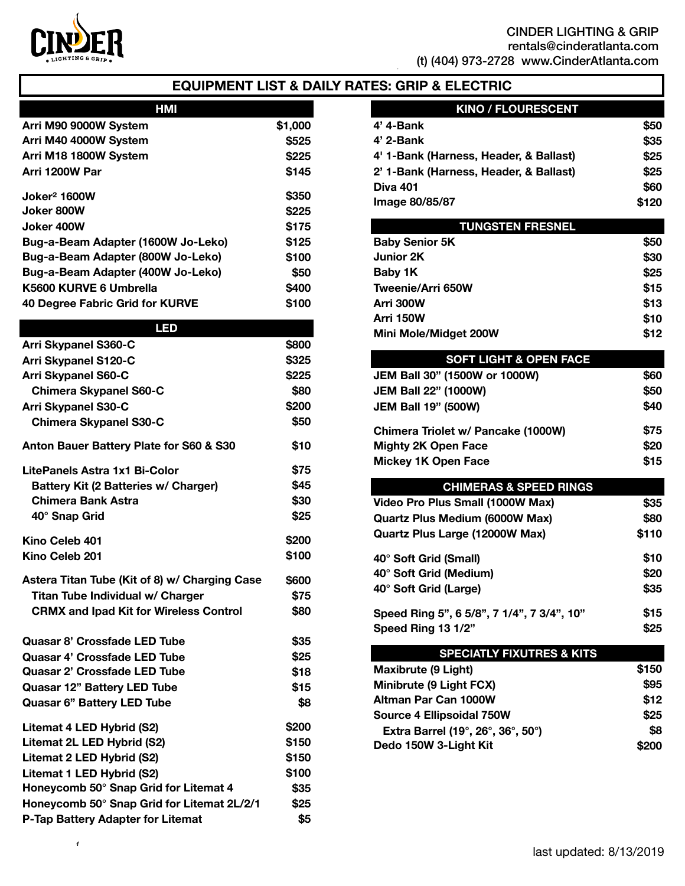CINDER LIGHTING & GRIP
rentals@cinderatlanta.com
(t) (404) 973-2728 www.CinderAtlanta.com

# EQUIPMENT LIST & DAILY RATES: GRIP & ELECTRIC

| HMI | |
|---|---|
| Arri M90 9000W System | $1,000 |
| Arri M40 4000W System | $525 |
| Arri M18 1800W System | $225 |
| Arri 1200W Par | $145 |
| Joker² 1600W | $350 |
| Joker 800W | $225 |
| Joker 400W | $175 |
| Bug-a-Beam Adapter (1600W Jo-Leko) | $125 |
| Bug-a-Beam Adapter (800W Jo-Leko) | $100 |
| Bug-a-Beam Adapter (400W Jo-Leko) | $50 |
| K5600 KURVE 6 Umbrella | $400 |
| 40 Degree Fabric Grid for KURVE | $100 |

| LED | |
|---|---|
| Arri Skypanel S360-C | $800 |
| Arri Skypanel S120-C | $325 |
| Arri Skypanel S60-C | $225 |
| Chimera Skypanel S60-C | $80 |
| Arri Skypanel S30-C | $200 |
| Chimera Skypanel S30-C | $50 |
| Anton Bauer Battery Plate for S60 & S30 | $10 |
| LitePanels Astra 1x1 Bi-Color | $75 |
| Battery Kit (2 Batteries w/ Charger) | $45 |
| Chimera Bank Astra | $30 |
| 40° Snap Grid | $25 |
| Kino Celeb 401 | $200 |
| Kino Celeb 201 | $100 |
| Astera Titan Tube (Kit of 8) w/ Charging Case | $600 |
| Titan Tube Individual w/ Charger | $75 |
| CRMX and Ipad Kit for Wireless Control | $80 |
| Quasar 8' Crossfade LED Tube | $35 |
| Quasar 4' Crossfade LED Tube | $25 |
| Quasar 2' Crossfade LED Tube | $18 |
| Quasar 12" Battery LED Tube | $15 |
| Quasar 6" Battery LED Tube | $8 |
| Litemat 4 LED Hybrid (S2) | $200 |
| Litemat 2L LED Hybrid (S2) | $150 |
| Litemat 2 LED Hybrid (S2) | $150 |
| Litemat 1 LED Hybrid (S2) | $100 |
| Honeycomb 50° Snap Grid for Litemat 4 | $35 |
| Honeycomb 50° Snap Grid for Litemat 2L/2/1 | $25 |
| P-Tap Battery Adapter for Litemat | $5 |

| KINO / FLOURESCENT | |
|---|---|
| 4' 4-Bank | $50 |
| 4' 2-Bank | $35 |
| 4' 1-Bank (Harness, Header, & Ballast) | $25 |
| 2' 1-Bank (Harness, Header, & Ballast) | $25 |
| Diva 401 | $60 |
| Image 80/85/87 | $120 |

| TUNGSTEN FRESNEL | |
|---|---|
| Baby Senior 5K | $50 |
| Junior 2K | $30 |
| Baby 1K | $25 |
| Tweenie/Arri 650W | $15 |
| Arri 300W | $13 |
| Arri 150W | $10 |
| Mini Mole/Midget 200W | $12 |

| SOFT LIGHT & OPEN FACE | |
|---|---|
| JEM Ball 30" (1500W or 1000W) | $60 |
| JEM Ball 22" (1000W) | $50 |
| JEM Ball 19" (500W) | $40 |
| Chimera Triolet w/ Pancake (1000W) | $75 |
| Mighty 2K Open Face | $20 |
| Mickey 1K Open Face | $15 |

| CHIMERAS & SPEED RINGS | |
|---|---|
| Video Pro Plus Small (1000W Max) | $35 |
| Quartz Plus Medium (6000W Max) | $80 |
| Quartz Plus Large (12000W Max) | $110 |
| 40° Soft Grid (Small) | $10 |
| 40° Soft Grid (Medium) | $20 |
| 40° Soft Grid (Large) | $35 |
| Speed Ring 5", 6 5/8", 7 1/4", 7 3/4", 10" | $15 |
| Speed Ring 13 1/2" | $25 |

| SPECIATLY FIXUTRES & KITS | |
|---|---|
| Maxibrute (9 Light) | $150 |
| Minibrute (9 Light FCX) | $95 |
| Altman Par Can 1000W | $12 |
| Source 4 Ellipsoidal 750W | $25 |
| Extra Barrel (19°, 26°, 36°, 50°) | $8 |
| Dedo 150W 3-Light Kit | $200 |

last updated: 8/13/2019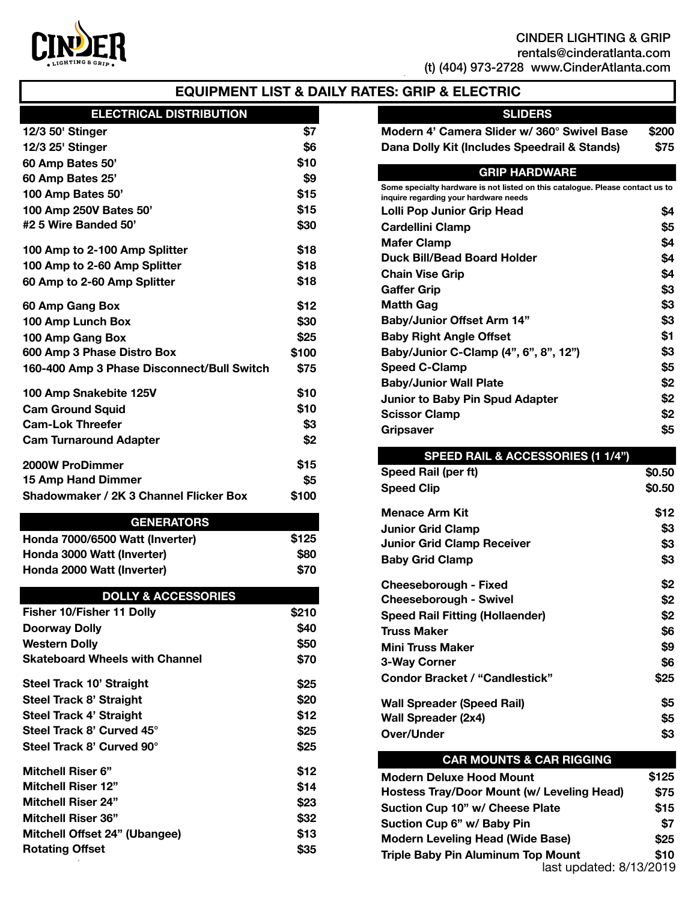CINDER LIGHTING & GRIP
rentals@cinderatlanta.com
(t) (404) 973-2728 www.CinderAtlanta.com

# EQUIPMENT LIST & DAILY RATES: GRIP & ELECTRIC

## ELECTRICAL DISTRIBUTION

| Item | Rate |
|---|---|
| 12/3 50' Stinger | $7 |
| 12/3 25' Stinger | $6 |
| 60 Amp Bates 50' | $10 |
| 60 Amp Bates 25' | $9 |
| 100 Amp Bates 50' | $15 |
| 100 Amp 250V Bates 50' | $15 |
| #2 5 Wire Banded 50' | $30 |
| 100 Amp to 2-100 Amp Splitter | $18 |
| 100 Amp to 2-60 Amp Splitter | $18 |
| 60 Amp to 2-60 Amp Splitter | $18 |
| 60 Amp Gang Box | $12 |
| 100 Amp Lunch Box | $30 |
| 100 Amp Gang Box | $25 |
| 600 Amp 3 Phase Distro Box | $100 |
| 160-400 Amp 3 Phase Disconnect/Bull Switch | $75 |
| 100 Amp Snakebite 125V | $10 |
| Cam Ground Squid | $10 |
| Cam-Lok Threefer | $3 |
| Cam Turnaround Adapter | $2 |
| 2000W ProDimmer | $15 |
| 15 Amp Hand Dimmer | $5 |
| Shadowmaker / 2K 3 Channel Flicker Box | $100 |

## GENERATORS

| Item | Rate |
|---|---|
| Honda 7000/6500 Watt (Inverter) | $125 |
| Honda 3000 Watt (Inverter) | $80 |
| Honda 2000 Watt (Inverter) | $70 |

## DOLLY & ACCESSORIES

| Item | Rate |
|---|---|
| Fisher 10/Fisher 11 Dolly | $210 |
| Doorway Dolly | $40 |
| Western Dolly | $50 |
| Skateboard Wheels with Channel | $70 |
| Steel Track 10' Straight | $25 |
| Steel Track 8' Straight | $20 |
| Steel Track 4' Straight | $12 |
| Steel Track 8' Curved 45° | $25 |
| Steel Track 8' Curved 90° | $25 |
| Mitchell Riser 6" | $12 |
| Mitchell Riser 12" | $14 |
| Mitchell Riser 24" | $23 |
| Mitchell Riser 36" | $32 |
| Mitchell Offset 24" (Ubangee) | $13 |
| Rotating Offset | $35 |

## SLIDERS

| Item | Rate |
|---|---|
| Modern 4' Camera Slider w/ 360° Swivel Base | $200 |
| Dana Dolly Kit (Includes Speedrail & Stands) | $75 |

## GRIP HARDWARE

Some specialty hardware is not listed on this catalogue. Please contact us to inquire regarding your hardware needs

| Item | Rate |
|---|---|
| Lolli Pop Junior Grip Head | $4 |
| Cardellini Clamp | $5 |
| Mafer Clamp | $4 |
| Duck Bill/Bead Board Holder | $4 |
| Chain Vise Grip | $4 |
| Gaffer Grip | $3 |
| Matth Gag | $3 |
| Baby/Junior Offset Arm 14" | $3 |
| Baby Right Angle Offset | $1 |
| Baby/Junior C-Clamp (4", 6", 8", 12") | $3 |
| Speed C-Clamp | $5 |
| Baby/Junior Wall Plate | $2 |
| Junior to Baby Pin Spud Adapter | $2 |
| Scissor Clamp | $2 |
| Gripsaver | $5 |

## SPEED RAIL & ACCESSORIES (1 1/4")

| Item | Rate |
|---|---|
| Speed Rail (per ft) | $0.50 |
| Speed Clip | $0.50 |
| Menace Arm Kit | $12 |
| Junior Grid Clamp | $3 |
| Junior Grid Clamp Receiver | $3 |
| Baby Grid Clamp | $3 |
| Cheeseborough - Fixed | $2 |
| Cheeseborough - Swivel | $2 |
| Speed Rail Fitting (Hollaender) | $2 |
| Truss Maker | $6 |
| Mini Truss Maker | $9 |
| 3-Way Corner | $6 |
| Condor Bracket / "Candlestick" | $25 |
| Wall Spreader (Speed Rail) | $5 |
| Wall Spreader (2x4) | $5 |
| Over/Under | $3 |

## CAR MOUNTS & CAR RIGGING

| Item | Rate |
|---|---|
| Modern Deluxe Hood Mount | $125 |
| Hostess Tray/Door Mount (w/ Leveling Head) | $75 |
| Suction Cup 10" w/ Cheese Plate | $15 |
| Suction Cup 6" w/ Baby Pin | $7 |
| Modern Leveling Head (Wide Base) | $25 |
| Triple Baby Pin Aluminum Top Mount | $10 |

last updated: 8/13/2019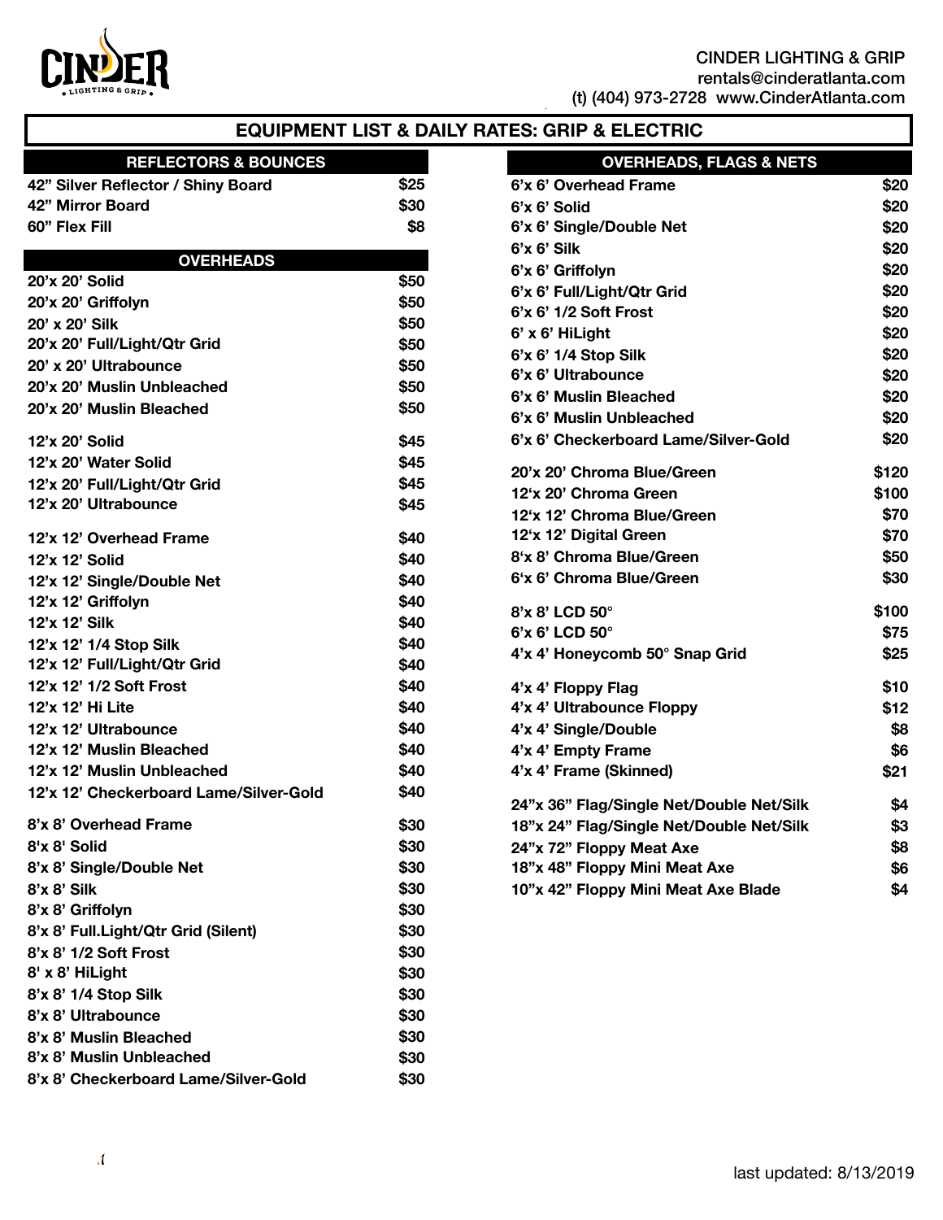CINDER LIGHTING & GRIP
rentals@cinderatlanta.com
(t) (404) 973-2728 www.CinderAtlanta.com

# EQUIPMENT LIST & DAILY RATES: GRIP & ELECTRIC

## REFLECTORS & BOUNCES

| Item | Rate |
|---|---|
| 42" Silver Reflector / Shiny Board | $25 |
| 42" Mirror Board | $30 |
| 60" Flex Fill | $8 |

## OVERHEADS

| Item | Rate |
|---|---|
| 20'x 20' Solid | $50 |
| 20'x 20' Griffolyn | $50 |
| 20' x 20' Silk | $50 |
| 20'x 20' Full/Light/Qtr Grid | $50 |
| 20' x 20' Ultrabounce | $50 |
| 20'x 20' Muslin Unbleached | $50 |
| 20'x 20' Muslin Bleached | $50 |
| 12'x 20' Solid | $45 |
| 12'x 20' Water Solid | $45 |
| 12'x 20' Full/Light/Qtr Grid | $45 |
| 12'x 20' Ultrabounce | $45 |
| 12'x 12' Overhead Frame | $40 |
| 12'x 12' Solid | $40 |
| 12'x 12' Single/Double Net | $40 |
| 12'x 12' Griffolyn | $40 |
| 12'x 12' Silk | $40 |
| 12'x 12' 1/4 Stop Silk | $40 |
| 12'x 12' Full/Light/Qtr Grid | $40 |
| 12'x 12' 1/2 Soft Frost | $40 |
| 12'x 12' Hi Lite | $40 |
| 12'x 12' Ultrabounce | $40 |
| 12'x 12' Muslin Bleached | $40 |
| 12'x 12' Muslin Unbleached | $40 |
| 12'x 12' Checkerboard Lame/Silver-Gold | $40 |
| 8'x 8' Overhead Frame | $30 |
| 8'x 8' Solid | $30 |
| 8'x 8' Single/Double Net | $30 |
| 8'x 8' Silk | $30 |
| 8'x 8' Griffolyn | $30 |
| 8'x 8' Full.Light/Qtr Grid (Silent) | $30 |
| 8'x 8' 1/2 Soft Frost | $30 |
| 8' x 8' HiLight | $30 |
| 8'x 8' 1/4 Stop Silk | $30 |
| 8'x 8' Ultrabounce | $30 |
| 8'x 8' Muslin Bleached | $30 |
| 8'x 8' Muslin Unbleached | $30 |
| 8'x 8' Checkerboard Lame/Silver-Gold | $30 |

## OVERHEADS, FLAGS & NETS

| Item | Rate |
|---|---|
| 6'x 6' Overhead Frame | $20 |
| 6'x 6' Solid | $20 |
| 6'x 6' Single/Double Net | $20 |
| 6'x 6' Silk | $20 |
| 6'x 6' Griffolyn | $20 |
| 6'x 6' Full/Light/Qtr Grid | $20 |
| 6'x 6' 1/2 Soft Frost | $20 |
| 6' x 6' HiLight | $20 |
| 6'x 6' 1/4 Stop Silk | $20 |
| 6'x 6' Ultrabounce | $20 |
| 6'x 6' Muslin Bleached | $20 |
| 6'x 6' Muslin Unbleached | $20 |
| 6'x 6' Checkerboard Lame/Silver-Gold | $20 |
| 20'x 20' Chroma Blue/Green | $120 |
| 12'x 20' Chroma Green | $100 |
| 12'x 12' Chroma Blue/Green | $70 |
| 12'x 12' Digital Green | $70 |
| 8'x 8' Chroma Blue/Green | $50 |
| 6'x 6' Chroma Blue/Green | $30 |
| 8'x 8' LCD 50° | $100 |
| 6'x 6' LCD 50° | $75 |
| 4'x 4' Honeycomb 50° Snap Grid | $25 |
| 4'x 4' Floppy Flag | $10 |
| 4'x 4' Ultrabounce Floppy | $12 |
| 4'x 4' Single/Double | $8 |
| 4'x 4' Empty Frame | $6 |
| 4'x 4' Frame (Skinned) | $21 |
| 24"x 36" Flag/Single Net/Double Net/Silk | $4 |
| 18"x 24" Flag/Single Net/Double Net/Silk | $3 |
| 24"x 72" Floppy Meat Axe | $8 |
| 18"x 48" Floppy Mini Meat Axe | $6 |
| 10"x 42" Floppy Mini Meat Axe Blade | $4 |

last updated: 8/13/2019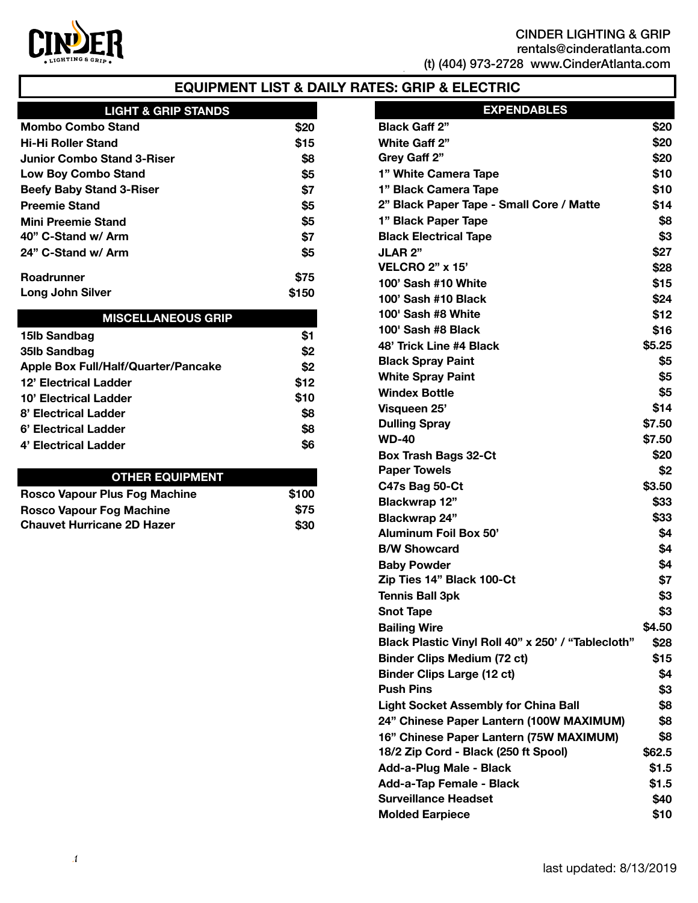CINDER LIGHTING & GRIP
rentals@cinderatlanta.com
(t) (404) 973-2728 www.CinderAtlanta.com

# EQUIPMENT LIST & DAILY RATES: GRIP & ELECTRIC

| LIGHT & GRIP STANDS | |
|---|---|
| Mombo Combo Stand | $20 |
| Hi-Hi Roller Stand | $15 |
| Junior Combo Stand 3-Riser | $8 |
| Low Boy Combo Stand | $5 |
| Beefy Baby Stand 3-Riser | $7 |
| Preemie Stand | $5 |
| Mini Preemie Stand | $5 |
| 40" C-Stand w/ Arm | $7 |
| 24" C-Stand w/ Arm | $5 |
| Roadrunner | $75 |
| Long John Silver | $150 |

| MISCELLANEOUS GRIP | |
|---|---|
| 15lb Sandbag | $1 |
| 35lb Sandbag | $2 |
| Apple Box Full/Half/Quarter/Pancake | $2 |
| 12' Electrical Ladder | $12 |
| 10' Electrical Ladder | $10 |
| 8' Electrical Ladder | $8 |
| 6' Electrical Ladder | $8 |
| 4' Electrical Ladder | $6 |

| OTHER EQUIPMENT | |
|---|---|
| Rosco Vapour Plus Fog Machine | $100 |
| Rosco Vapour Fog Machine | $75 |
| Chauvet Hurricane 2D Hazer | $30 |

| EXPENDABLES | |
|---|---|
| Black Gaff 2" | $20 |
| White Gaff 2" | $20 |
| Grey Gaff 2" | $20 |
| 1" White Camera Tape | $10 |
| 1" Black Camera Tape | $10 |
| 2" Black Paper Tape - Small Core / Matte | $14 |
| 1" Black Paper Tape | $8 |
| Black Electrical Tape | $3 |
| JLAR 2" | $27 |
| VELCRO 2" x 15' | $28 |
| 100' Sash #10 White | $15 |
| 100' Sash #10 Black | $24 |
| 100' Sash #8 White | $12 |
| 100' Sash #8 Black | $16 |
| 48' Trick Line #4 Black | $5.25 |
| Black Spray Paint | $5 |
| White Spray Paint | $5 |
| Windex Bottle | $5 |
| Visqueen 25' | $14 |
| Dulling Spray | $7.50 |
| WD-40 | $7.50 |
| Box Trash Bags 32-Ct | $20 |
| Paper Towels | $2 |
| C47s Bag 50-Ct | $3.50 |
| Blackwrap 12" | $33 |
| Blackwrap 24" | $33 |
| Aluminum Foil Box 50' | $4 |
| B/W Showcard | $4 |
| Baby Powder | $4 |
| Zip Ties 14" Black 100-Ct | $7 |
| Tennis Ball 3pk | $3 |
| Snot Tape | $3 |
| Bailing Wire | $4.50 |
| Black Plastic Vinyl Roll 40" x 250' / "Tablecloth" | $28 |
| Binder Clips Medium (72 ct) | $15 |
| Binder Clips Large (12 ct) | $4 |
| Push Pins | $3 |
| Light Socket Assembly for China Ball | $8 |
| 24" Chinese Paper Lantern (100W MAXIMUM) | $8 |
| 16" Chinese Paper Lantern (75W MAXIMUM) | $8 |
| 18/2 Zip Cord - Black (250 ft Spool) | $62.5 |
| Add-a-Plug Male - Black | $1.5 |
| Add-a-Tap Female - Black | $1.5 |
| Surveillance Headset | $40 |
| Molded Earpiece | $10 |

last updated: 8/13/2019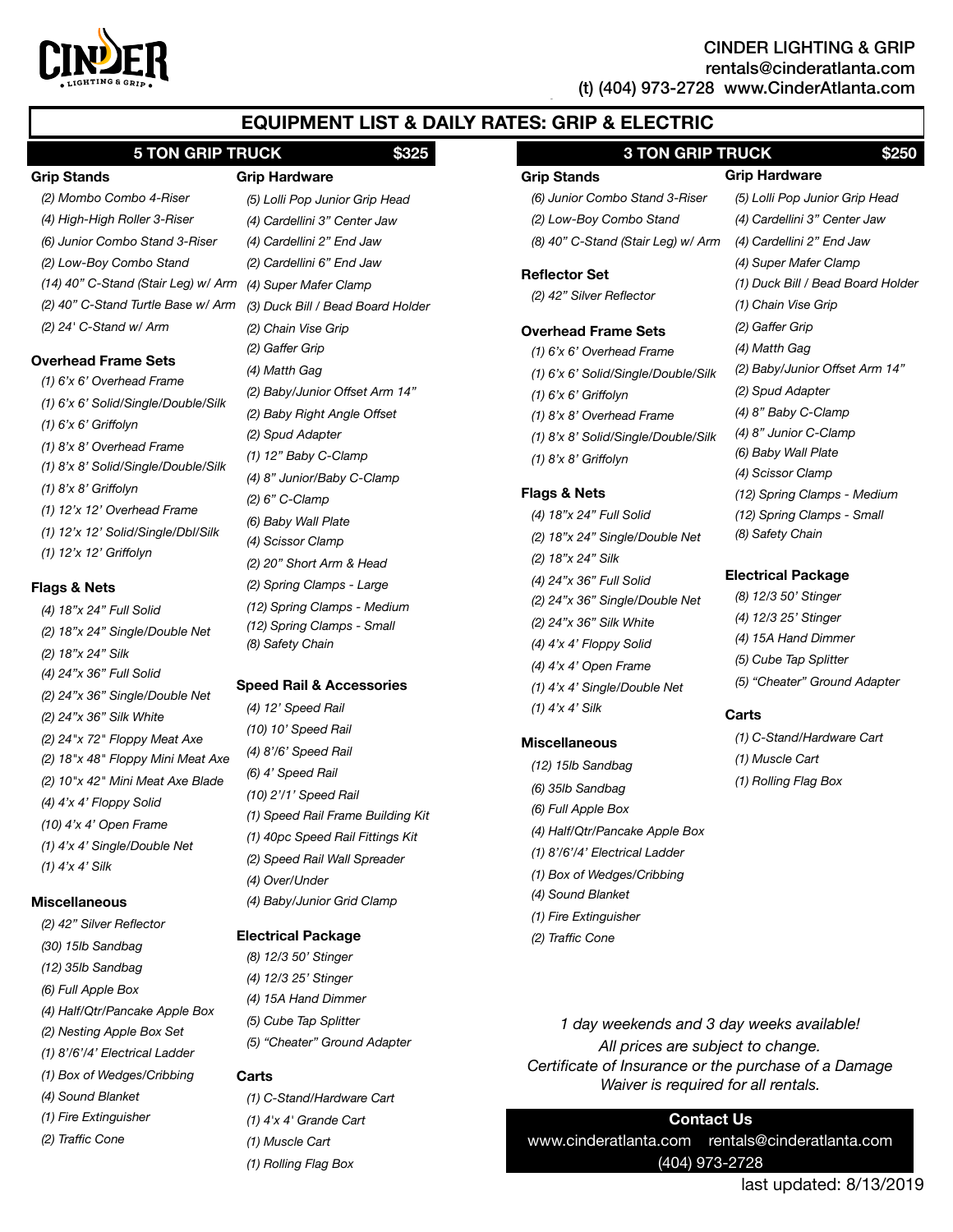CINDER LIGHTING & GRIP
rentals@cinderatlanta.com
(t) (404) 973-2728 www.CinderAtlanta.com

# EQUIPMENT LIST & DAILY RATES: GRIP & ELECTRIC

## 5 TON GRIP TRUCK — $325

### Grip Stands

- *(2) Mombo Combo 4-Riser*
- *(4) High-High Roller 3-Riser*
- *(6) Junior Combo Stand 3-Riser*
- *(2) Low-Boy Combo Stand*
- *(14) 40" C-Stand (Stair Leg) w/ Arm*
- *(2) 40" C-Stand Turtle Base w/ Arm*
- *(2) 24' C-Stand w/ Arm*

### Overhead Frame Sets

- *(1) 6'x 6' Overhead Frame*
- *(1) 6'x 6' Solid/Single/Double/Silk*
- *(1) 6'x 6' Griffolyn*
- *(1) 8'x 8' Overhead Frame*
- *(1) 8'x 8' Solid/Single/Double/Silk*
- *(1) 8'x 8' Griffolyn*
- *(1) 12'x 12' Overhead Frame*
- *(1) 12'x 12' Solid/Single/Dbl/Silk*
- *(1) 12'x 12' Griffolyn*

### Flags & Nets

- *(4) 18"x 24" Full Solid*
- *(2) 18"x 24" Single/Double Net*
- *(2) 18"x 24" Silk*
- *(4) 24"x 36" Full Solid*
- *(2) 24"x 36" Single/Double Net*
- *(2) 24"x 36" Silk White*
- *(2) 24"x 72" Floppy Meat Axe*
- *(2) 18"x 48" Floppy Mini Meat Axe*
- *(2) 10"x 42" Mini Meat Axe Blade*
- *(4) 4'x 4' Floppy Solid*
- *(10) 4'x 4' Open Frame*
- *(1) 4'x 4' Single/Double Net*
- *(1) 4'x 4' Silk*

### Miscellaneous

- *(2) 42" Silver Reflector*
- *(30) 15lb Sandbag*
- *(12) 35lb Sandbag*
- *(6) Full Apple Box*
- *(4) Half/Qtr/Pancake Apple Box*
- *(2) Nesting Apple Box Set*
- *(1) 8'/6'/4' Electrical Ladder*
- *(1) Box of Wedges/Cribbing*
- *(4) Sound Blanket*
- *(1) Fire Extinguisher*
- *(2) Traffic Cone*

### Grip Hardware

- *(5) Lolli Pop Junior Grip Head*
- *(4) Cardellini 3" Center Jaw*
- *(4) Cardellini 2" End Jaw*
- *(2) Cardellini 6" End Jaw*
- *(4) Super Mafer Clamp*
- *(3) Duck Bill / Bead Board Holder*
- *(2) Chain Vise Grip*
- *(2) Gaffer Grip*
- *(4) Matth Gag*
- *(2) Baby/Junior Offset Arm 14"*
- *(2) Baby Right Angle Offset*
- *(2) Spud Adapter*
- *(1) 12" Baby C-Clamp*
- *(4) 8" Junior/Baby C-Clamp*
- *(2) 6" C-Clamp*
- *(6) Baby Wall Plate*
- *(4) Scissor Clamp*
- *(2) 20" Short Arm & Head*
- *(2) Spring Clamps - Large*
- *(12) Spring Clamps - Medium*
- *(12) Spring Clamps - Small*
- *(8) Safety Chain*

### Speed Rail & Accessories

- *(4) 12' Speed Rail*
- *(10) 10' Speed Rail*
- *(4) 8'/6' Speed Rail*
- *(6) 4' Speed Rail*
- *(10) 2'/1' Speed Rail*
- *(1) Speed Rail Frame Building Kit*
- *(1) 40pc Speed Rail Fittings Kit*
- *(2) Speed Rail Wall Spreader*
- *(4) Over/Under*
- *(4) Baby/Junior Grid Clamp*

### Electrical Package

- *(8) 12/3 50' Stinger*
- *(4) 12/3 25' Stinger*
- *(4) 15A Hand Dimmer*
- *(5) Cube Tap Splitter*
- *(5) "Cheater" Ground Adapter*

### Carts

- *(1) C-Stand/Hardware Cart*
- *(1) 4'x 4' Grande Cart*
- *(1) Muscle Cart*
- *(1) Rolling Flag Box*

## 3 TON GRIP TRUCK — $250

### Grip Stands

- *(6) Junior Combo Stand 3-Riser*
- *(2) Low-Boy Combo Stand*
- *(8) 40" C-Stand (Stair Leg) w/ Arm*

### Reflector Set

- *(2) 42" Silver Reflector*

### Overhead Frame Sets

- *(1) 6'x 6' Overhead Frame*
- *(1) 6'x 6' Solid/Single/Double/Silk*
- *(1) 6'x 6' Griffolyn*
- *(1) 8'x 8' Overhead Frame*
- *(1) 8'x 8' Solid/Single/Double/Silk*
- *(1) 8'x 8' Griffolyn*

### Flags & Nets

- *(4) 18"x 24" Full Solid*
- *(2) 18"x 24" Single/Double Net*
- *(2) 18"x 24" Silk*
- *(4) 24"x 36" Full Solid*
- *(2) 24"x 36" Single/Double Net*
- *(2) 24"x 36" Silk White*
- *(4) 4'x 4' Floppy Solid*
- *(4) 4'x 4' Open Frame*
- *(1) 4'x 4' Single/Double Net*
- *(1) 4'x 4' Silk*

### Miscellaneous

- *(12) 15lb Sandbag*
- *(6) 35lb Sandbag*
- *(6) Full Apple Box*
- *(4) Half/Qtr/Pancake Apple Box*
- *(1) 8'/6'/4' Electrical Ladder*
- *(1) Box of Wedges/Cribbing*
- *(4) Sound Blanket*
- *(1) Fire Extinguisher*
- *(2) Traffic Cone*

### Grip Hardware

- *(5) Lolli Pop Junior Grip Head*
- *(4) Cardellini 3" Center Jaw*
- *(4) Cardellini 2" End Jaw*
- *(4) Super Mafer Clamp*
- *(1) Duck Bill / Bead Board Holder*
- *(1) Chain Vise Grip*
- *(2) Gaffer Grip*
- *(4) Matth Gag*
- *(2) Baby/Junior Offset Arm 14"*
- *(2) Spud Adapter*
- *(4) 8" Baby C-Clamp*
- *(4) 8" Junior C-Clamp*
- *(6) Baby Wall Plate*
- *(4) Scissor Clamp*
- *(12) Spring Clamps - Medium*
- *(12) Spring Clamps - Small*
- *(8) Safety Chain*

### Electrical Package

- *(8) 12/3 50' Stinger*
- *(4) 12/3 25' Stinger*
- *(4) 15A Hand Dimmer*
- *(5) Cube Tap Splitter*
- *(5) "Cheater" Ground Adapter*

### Carts

- *(1) C-Stand/Hardware Cart*
- *(1) Muscle Cart*
- *(1) Rolling Flag Box*

*1 day weekends and 3 day weeks available!*
*All prices are subject to change.*
*Certificate of Insurance or the purchase of a Damage Waiver is required for all rentals.*

**Contact Us**
www.cinderatlanta.com rentals@cinderatlanta.com
(404) 973-2728

last updated: 8/13/2019